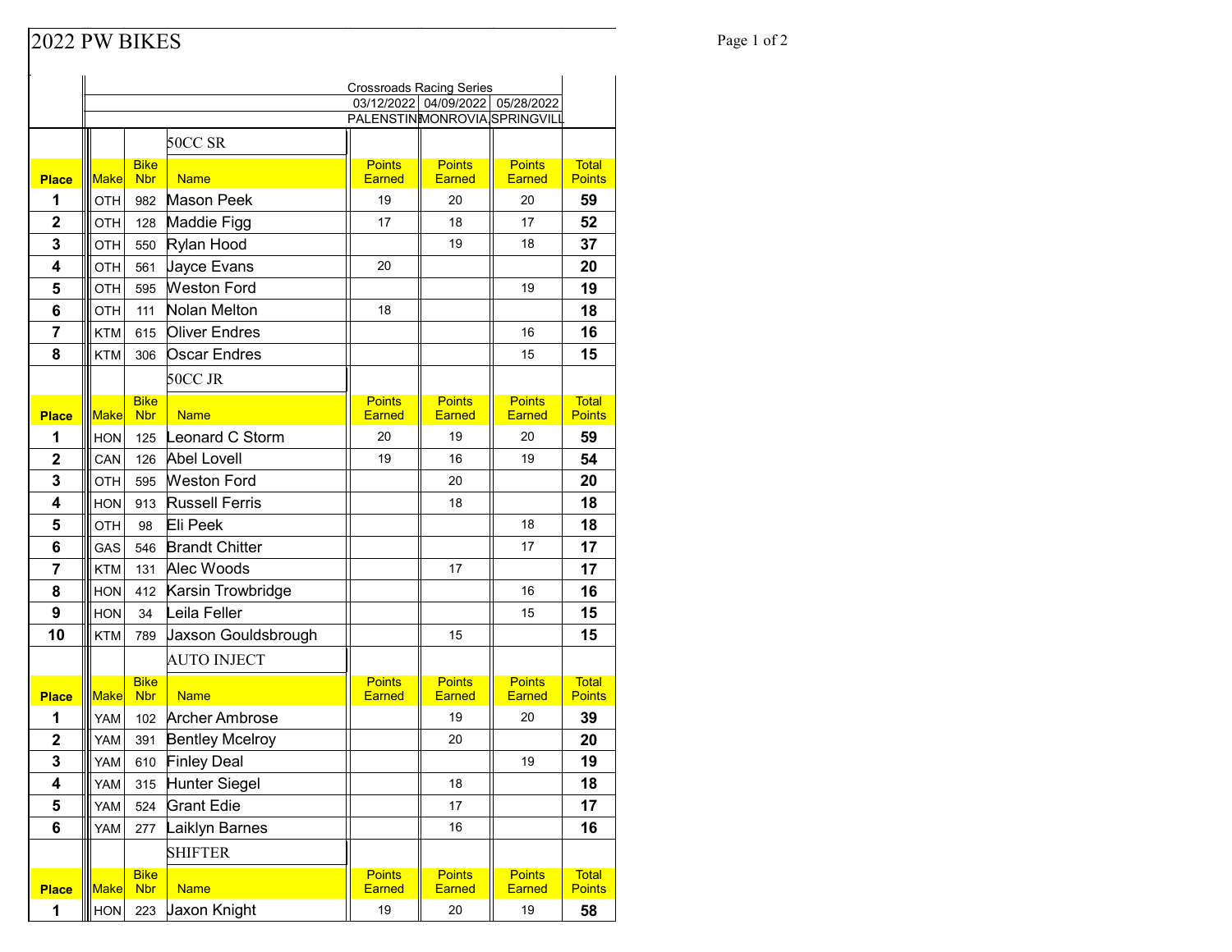# 2022 PW BIKES

Crossroads Racing Series

| | | | | 03/12/2022 PALENSTINE | 04/09/2022 MONROVIA | 05/28/2022 SPRINGVILLE | |
|---|---|---|---|---|---|---|---|
| | | | **50CC SR** | | | | |
| **Place** | **Make** | **Bike Nbr** | **Name** | **Points Earned** | **Points Earned** | **Points Earned** | **Total Points** |
| **1** | OTH | 982 | Mason Peek | 19 | 20 | 20 | **59** |
| **2** | OTH | 128 | Maddie Figg | 17 | 18 | 17 | **52** |
| **3** | OTH | 550 | Rylan Hood | | 19 | 18 | **37** |
| **4** | OTH | 561 | Jayce Evans | 20 | | | **20** |
| **5** | OTH | 595 | Weston Ford | | | 19 | **19** |
| **6** | OTH | 111 | Nolan Melton | 18 | | | **18** |
| **7** | KTM | 615 | Oliver Endres | | | 16 | **16** |
| **8** | KTM | 306 | Oscar Endres | | | 15 | **15** |
| | | | **50CC JR** | | | | |
| **Place** | **Make** | **Bike Nbr** | **Name** | **Points Earned** | **Points Earned** | **Points Earned** | **Total Points** |
| **1** | HON | 125 | Leonard C Storm | 20 | 19 | 20 | **59** |
| **2** | CAN | 126 | Abel Lovell | 19 | 16 | 19 | **54** |
| **3** | OTH | 595 | Weston Ford | | 20 | | **20** |
| **4** | HON | 913 | Russell Ferris | | 18 | | **18** |
| **5** | OTH | 98 | Eli Peek | | | 18 | **18** |
| **6** | GAS | 546 | Brandt Chitter | | | 17 | **17** |
| **7** | KTM | 131 | Alec Woods | | 17 | | **17** |
| **8** | HON | 412 | Karsin Trowbridge | | | 16 | **16** |
| **9** | HON | 34 | Leila Feller | | | 15 | **15** |
| **10** | KTM | 789 | Jaxson Gouldsbrough | | 15 | | **15** |
| | | | **AUTO INJECT** | | | | |
| **Place** | **Make** | **Bike Nbr** | **Name** | **Points Earned** | **Points Earned** | **Points Earned** | **Total Points** |
| **1** | YAM | 102 | Archer Ambrose | | 19 | 20 | **39** |
| **2** | YAM | 391 | Bentley Mcelroy | | 20 | | **20** |
| **3** | YAM | 610 | Finley Deal | | | 19 | **19** |
| **4** | YAM | 315 | Hunter Siegel | | 18 | | **18** |
| **5** | YAM | 524 | Grant Edie | | 17 | | **17** |
| **6** | YAM | 277 | Laiklyn Barnes | | 16 | | **16** |
| | | | **SHIFTER** | | | | |
| **Place** | **Make** | **Bike Nbr** | **Name** | **Points Earned** | **Points Earned** | **Points Earned** | **Total Points** |
| **1** | HON | 223 | Jaxon Knight | 19 | 20 | 19 | **58** |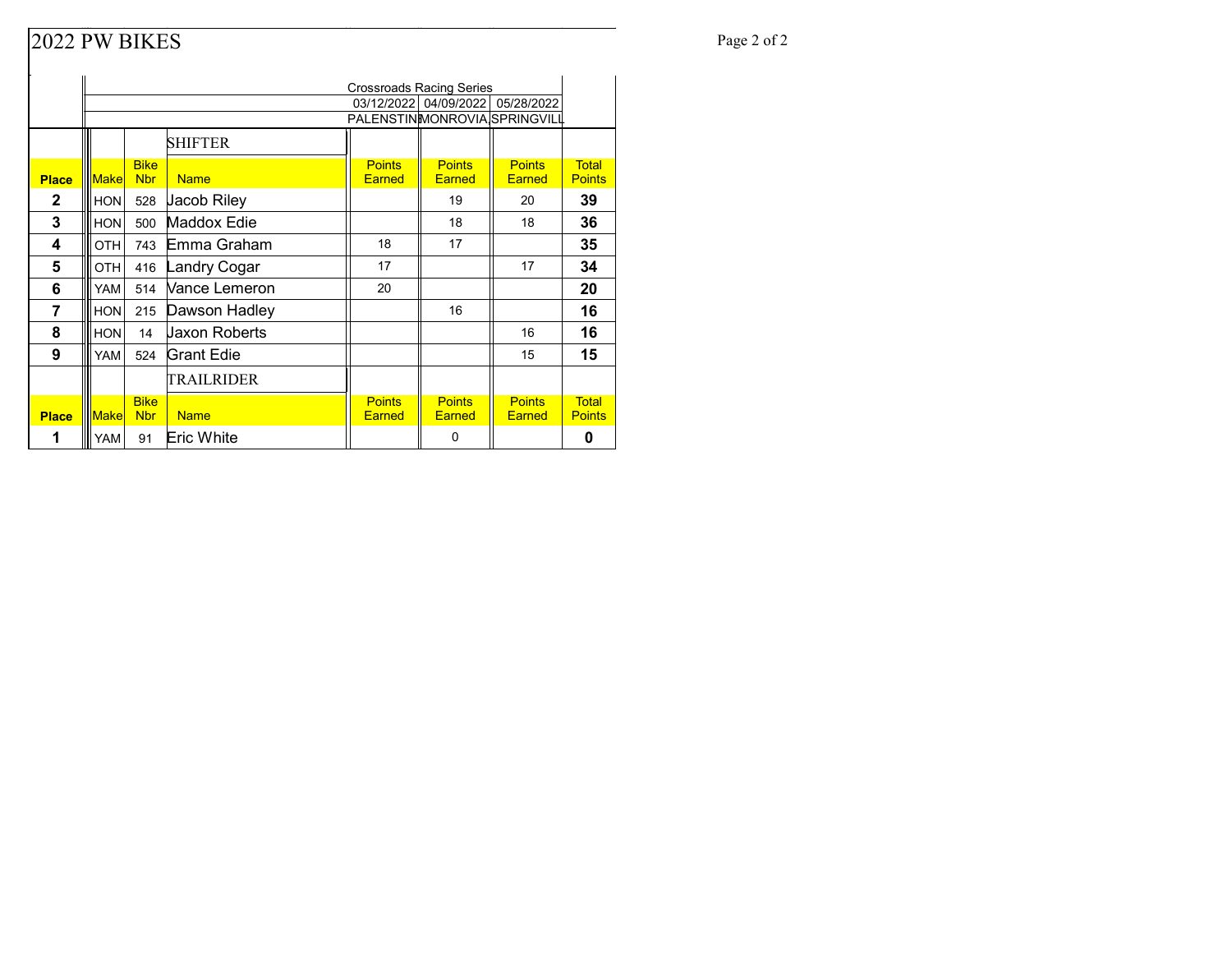# 2022 PW BIKES

| | | | | Crossroads Racing Series | | | |
|---|---|---|---|---|---|---|---|
| | | | | 03/12/2022 | 04/09/2022 | 05/28/2022 | |
| | | | | PALENSTIN | MONROVIA | SPRINGVILL | |
| | | | SHIFTER | | | | |
| **Place** | Make | Bike Nbr | Name | Points Earned | Points Earned | Points Earned | Total Points |
| **2** | HON | 528 | Jacob Riley | | 19 | 20 | **39** |
| **3** | HON | 500 | Maddox Edie | | 18 | 18 | **36** |
| **4** | OTH | 743 | Emma Graham | 18 | 17 | | **35** |
| **5** | OTH | 416 | Landry Cogar | 17 | | 17 | **34** |
| **6** | YAM | 514 | Vance Lemeron | 20 | | | **20** |
| **7** | HON | 215 | Dawson Hadley | | 16 | | **16** |
| **8** | HON | 14 | Jaxon Roberts | | | 16 | **16** |
| **9** | YAM | 524 | Grant Edie | | | 15 | **15** |
| | | | TRAILRIDER | | | | |
| **Place** | Make | Bike Nbr | Name | Points Earned | Points Earned | Points Earned | Total Points |
| **1** | YAM | 91 | Eric White | | 0 | | **0** |